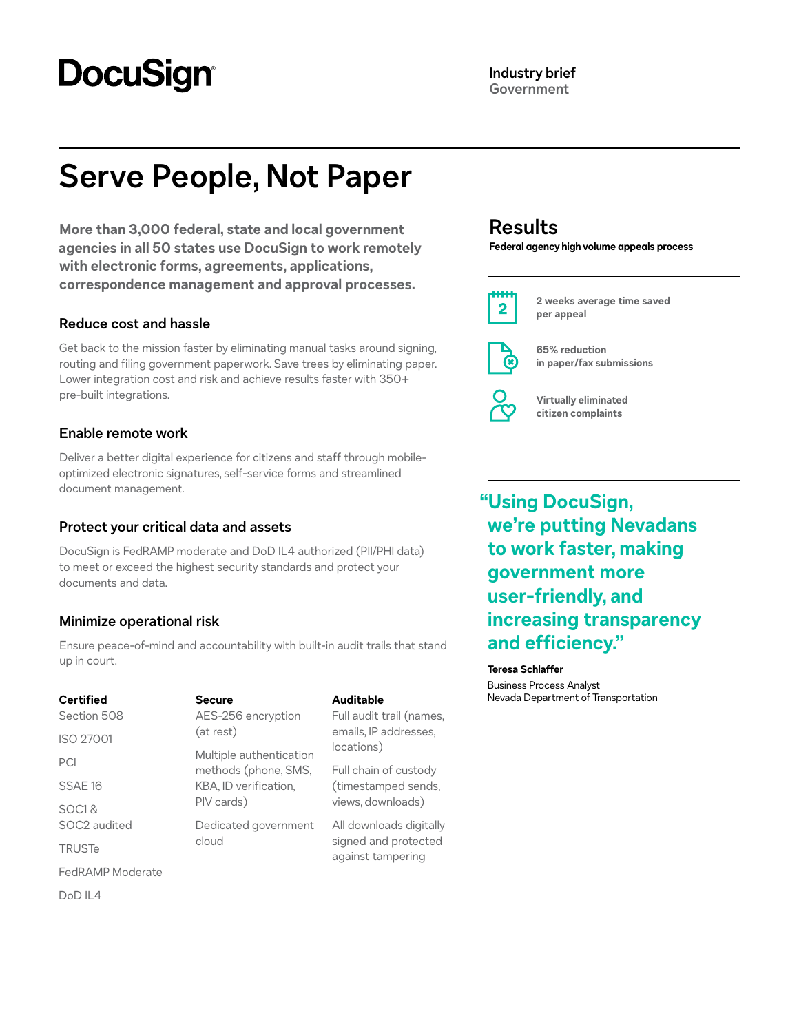DocuSign

Industry brief
Government

# Serve People, Not Paper

**More than 3,000 federal, state and local government agencies in all 50 states use DocuSign to work remotely with electronic forms, agreements, applications, correspondence management and approval processes.**

### Reduce cost and hassle

Get back to the mission faster by eliminating manual tasks around signing, routing and filing government paperwork. Save trees by eliminating paper. Lower integration cost and risk and achieve results faster with 350+ pre-built integrations.

### Enable remote work

Deliver a better digital experience for citizens and staff through mobile-optimized electronic signatures, self-service forms and streamlined document management.

### Protect your critical data and assets

DocuSign is FedRAMP moderate and DoD IL4 authorized (PII/PHI data) to meet or exceed the highest security standards and protect your documents and data.

### Minimize operational risk

Ensure peace-of-mind and accountability with built-in audit trails that stand up in court.

**Certified**

- Section 508
- ISO 27001
- PCI
- SSAE 16
- SOC1 & SOC2 audited
- TRUSTe
- FedRAMP Moderate
- DoD IL4

**Secure**

- AES-256 encryption (at rest)
- Multiple authentication methods (phone, SMS, KBA, ID verification, PIV cards)
- Dedicated government cloud

**Auditable**

- Full audit trail (names, emails, IP addresses, locations)
- Full chain of custody (timestamped sends, views, downloads)
- All downloads digitally signed and protected against tampering

## Results

**Federal agency high volume appeals process**

**2 weeks average time saved per appeal**

**65% reduction in paper/fax submissions**

**Virtually eliminated citizen complaints**

**"Using DocuSign, we're putting Nevadans to work faster, making government more user-friendly, and increasing transparency and efficiency."**

**Teresa Schlaffer**
Business Process Analyst
Nevada Department of Transportation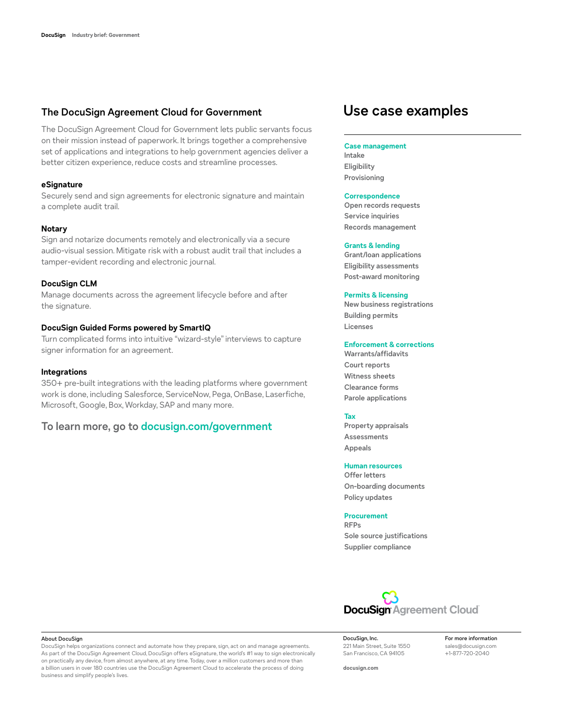## The DocuSign Agreement Cloud for Government

The DocuSign Agreement Cloud for Government lets public servants focus on their mission instead of paperwork. It brings together a comprehensive set of applications and integrations to help government agencies deliver a better citizen experience, reduce costs and streamline processes.

**eSignature**

Securely send and sign agreements for electronic signature and maintain a complete audit trail.

**Notary**

Sign and notarize documents remotely and electronically via a secure audio-visual session. Mitigate risk with a robust audit trail that includes a tamper-evident recording and electronic journal.

**DocuSign CLM**

Manage documents across the agreement lifecycle before and after the signature.

**DocuSign Guided Forms powered by SmartIQ**

Turn complicated forms into intuitive “wizard-style” interviews to capture signer information for an agreement.

**Integrations**

350+ pre-built integrations with the leading platforms where government work is done, including Salesforce, ServiceNow, Pega, OnBase, Laserfiche, Microsoft, Google, Box, Workday, SAP and many more.

### To learn more, go to docusign.com/government

# Use case examples

**Case management**
- Intake
- Eligibility
- Provisioning

**Correspondence**
- Open records requests
- Service inquiries
- Records management

**Grants & lending**
- Grant/loan applications
- Eligibility assessments
- Post-award monitoring

**Permits & licensing**
- New business registrations
- Building permits
- Licenses

**Enforcement & corrections**
- Warrants/affidavits
- Court reports
- Witness sheets
- Clearance forms
- Parole applications

**Tax**
- Property appraisals
- Assessments
- Appeals

**Human resources**
- Offer letters
- On-boarding documents
- Policy updates

**Procurement**
- RFPs
- Sole source justifications
- Supplier compliance

DocuSign Agreement Cloud

About DocuSign
DocuSign helps organizations connect and automate how they prepare, sign, act on and manage agreements. As part of the DocuSign Agreement Cloud, DocuSign offers eSignature, the world's #1 way to sign electronically on practically any device, from almost anywhere, at any time. Today, over a million customers and more than a billion users in over 180 countries use the DocuSign Agreement Cloud to accelerate the process of doing business and simplify people's lives.

DocuSign, Inc.
221 Main Street, Suite 1550
San Francisco, CA 94105

**docusign.com**

For more information
sales@docusign.com
+1-877-720-2040